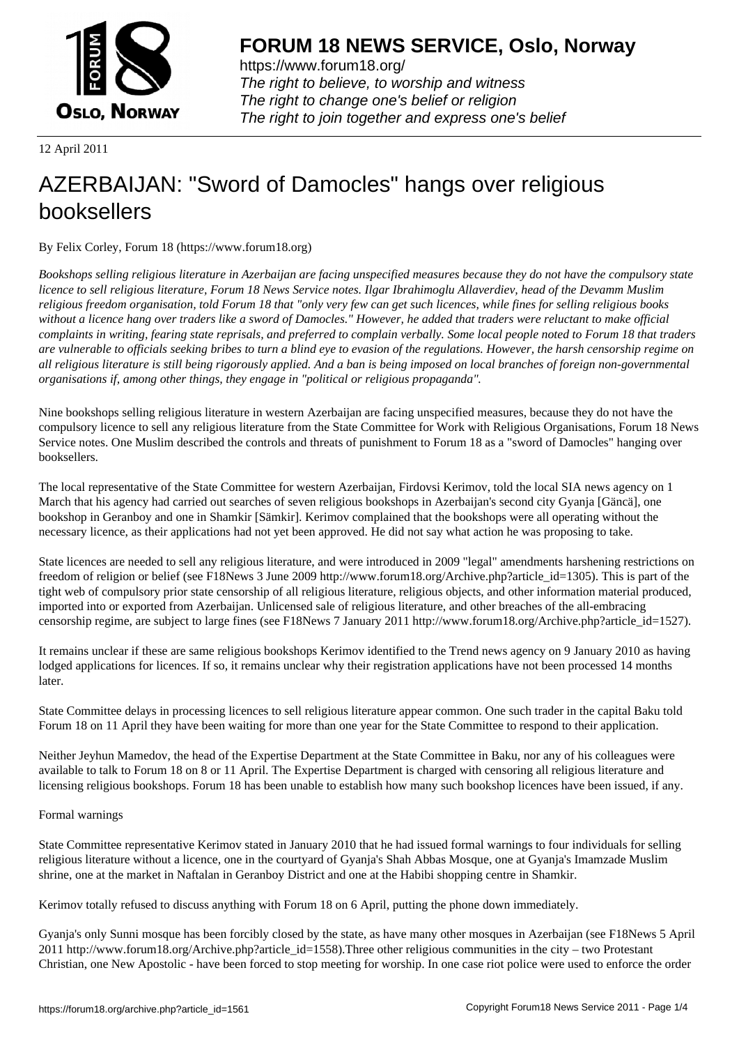**FORUM 18 NEWS SERVICE, Oslo, Norway**

https://www.forum18.org/
*The right to believe, to worship and witness*
*The right to change one's belief or religion*
*The right to join together and express one's belief*

12 April 2011

# AZERBAIJAN: "Sword of Damocles" hangs over religious booksellers

By Felix Corley, Forum 18 (https://www.forum18.org)

*Bookshops selling religious literature in Azerbaijan are facing unspecified measures because they do not have the compulsory state licence to sell religious literature, Forum 18 News Service notes. Ilgar Ibrahimoglu Allaverdiev, head of the Devamm Muslim religious freedom organisation, told Forum 18 that "only very few can get such licences, while fines for selling religious books without a licence hang over traders like a sword of Damocles." However, he added that traders were reluctant to make official complaints in writing, fearing state reprisals, and preferred to complain verbally. Some local people noted to Forum 18 that traders are vulnerable to officials seeking bribes to turn a blind eye to evasion of the regulations. However, the harsh censorship regime on all religious literature is still being rigorously applied. And a ban is being imposed on local branches of foreign non-governmental organisations if, among other things, they engage in "political or religious propaganda".*

Nine bookshops selling religious literature in western Azerbaijan are facing unspecified measures, because they do not have the compulsory licence to sell any religious literature from the State Committee for Work with Religious Organisations, Forum 18 News Service notes. One Muslim described the controls and threats of punishment to Forum 18 as a "sword of Damocles" hanging over booksellers.

The local representative of the State Committee for western Azerbaijan, Firdovsi Kerimov, told the local SIA news agency on 1 March that his agency had carried out searches of seven religious bookshops in Azerbaijan's second city Gyanja [Gäncä], one bookshop in Geranboy and one in Shamkir [Sämkir]. Kerimov complained that the bookshops were all operating without the necessary licence, as their applications had not yet been approved. He did not say what action he was proposing to take.

State licences are needed to sell any religious literature, and were introduced in 2009 "legal" amendments harshening restrictions on freedom of religion or belief (see F18News 3 June 2009 http://www.forum18.org/Archive.php?article_id=1305). This is part of the tight web of compulsory prior state censorship of all religious literature, religious objects, and other information material produced, imported into or exported from Azerbaijan. Unlicensed sale of religious literature, and other breaches of the all-embracing censorship regime, are subject to large fines (see F18News 7 January 2011 http://www.forum18.org/Archive.php?article_id=1527).

It remains unclear if these are same religious bookshops Kerimov identified to the Trend news agency on 9 January 2010 as having lodged applications for licences. If so, it remains unclear why their registration applications have not been processed 14 months later.

State Committee delays in processing licences to sell religious literature appear common. One such trader in the capital Baku told Forum 18 on 11 April they have been waiting for more than one year for the State Committee to respond to their application.

Neither Jeyhun Mamedov, the head of the Expertise Department at the State Committee in Baku, nor any of his colleagues were available to talk to Forum 18 on 8 or 11 April. The Expertise Department is charged with censoring all religious literature and licensing religious bookshops. Forum 18 has been unable to establish how many such bookshop licences have been issued, if any.

Formal warnings

State Committee representative Kerimov stated in January 2010 that he had issued formal warnings to four individuals for selling religious literature without a licence, one in the courtyard of Gyanja's Shah Abbas Mosque, one at Gyanja's Imamzade Muslim shrine, one at the market in Naftalan in Geranboy District and one at the Habibi shopping centre in Shamkir.

Kerimov totally refused to discuss anything with Forum 18 on 6 April, putting the phone down immediately.

Gyanja's only Sunni mosque has been forcibly closed by the state, as have many other mosques in Azerbaijan (see F18News 5 April 2011 http://www.forum18.org/Archive.php?article_id=1558).Three other religious communities in the city – two Protestant Christian, one New Apostolic - have been forced to stop meeting for worship. In one case riot police were used to enforce the order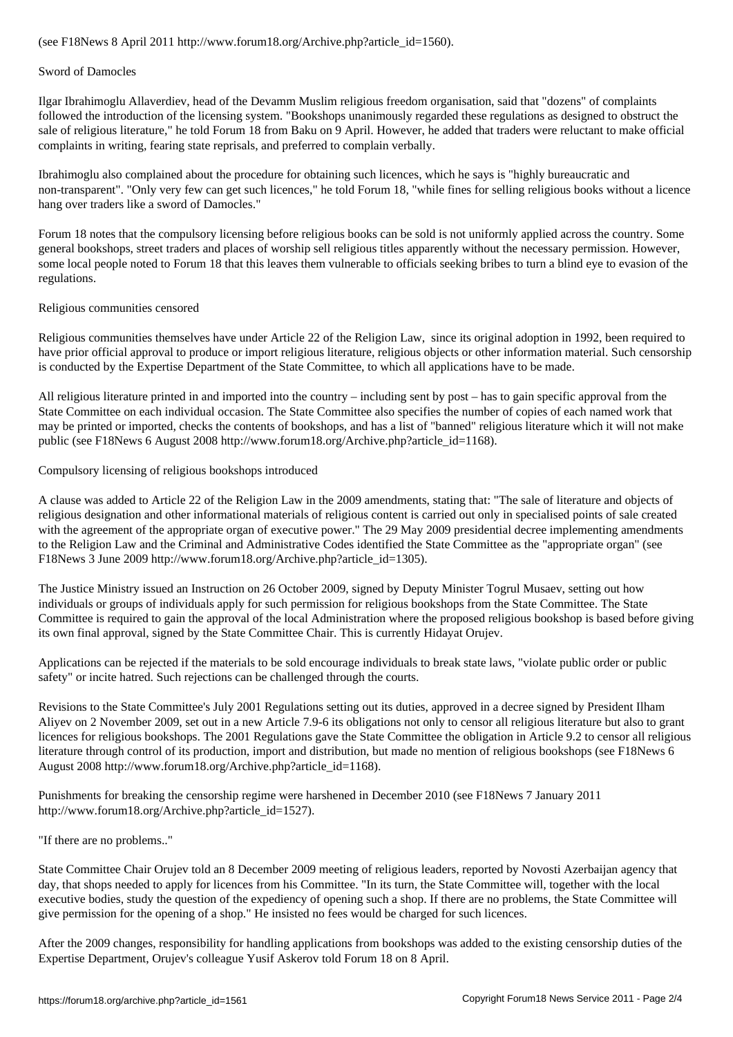(see F18News 8 April 2011 http://www.forum18.org/Archive.php?article_id=1560).

## Sword of Damocles

Ilgar Ibrahimoglu Allaverdiev, head of the Devamm Muslim religious freedom organisation, said that "dozens" of complaints followed the introduction of the licensing system. "Bookshops unanimously regarded these regulations as designed to obstruct the sale of religious literature," he told Forum 18 from Baku on 9 April. However, he added that traders were reluctant to make official complaints in writing, fearing state reprisals, and preferred to complain verbally.

Ibrahimoglu also complained about the procedure for obtaining such licences, which he says is "highly bureaucratic and non-transparent". "Only very few can get such licences," he told Forum 18, "while fines for selling religious books without a licence hang over traders like a sword of Damocles."

Forum 18 notes that the compulsory licensing before religious books can be sold is not uniformly applied across the country. Some general bookshops, street traders and places of worship sell religious titles apparently without the necessary permission. However, some local people noted to Forum 18 that this leaves them vulnerable to officials seeking bribes to turn a blind eye to evasion of the regulations.

## Religious communities censored

Religious communities themselves have under Article 22 of the Religion Law, since its original adoption in 1992, been required to have prior official approval to produce or import religious literature, religious objects or other information material. Such censorship is conducted by the Expertise Department of the State Committee, to which all applications have to be made.

All religious literature printed in and imported into the country – including sent by post – has to gain specific approval from the State Committee on each individual occasion. The State Committee also specifies the number of copies of each named work that may be printed or imported, checks the contents of bookshops, and has a list of "banned" religious literature which it will not make public (see F18News 6 August 2008 http://www.forum18.org/Archive.php?article_id=1168).

## Compulsory licensing of religious bookshops introduced

A clause was added to Article 22 of the Religion Law in the 2009 amendments, stating that: "The sale of literature and objects of religious designation and other informational materials of religious content is carried out only in specialised points of sale created with the agreement of the appropriate organ of executive power." The 29 May 2009 presidential decree implementing amendments to the Religion Law and the Criminal and Administrative Codes identified the State Committee as the "appropriate organ" (see F18News 3 June 2009 http://www.forum18.org/Archive.php?article_id=1305).

The Justice Ministry issued an Instruction on 26 October 2009, signed by Deputy Minister Togrul Musaev, setting out how individuals or groups of individuals apply for such permission for religious bookshops from the State Committee. The State Committee is required to gain the approval of the local Administration where the proposed religious bookshop is based before giving its own final approval, signed by the State Committee Chair. This is currently Hidayat Orujev.

Applications can be rejected if the materials to be sold encourage individuals to break state laws, "violate public order or public safety" or incite hatred. Such rejections can be challenged through the courts.

Revisions to the State Committee's July 2001 Regulations setting out its duties, approved in a decree signed by President Ilham Aliyev on 2 November 2009, set out in a new Article 7.9-6 its obligations not only to censor all religious literature but also to grant licences for religious bookshops. The 2001 Regulations gave the State Committee the obligation in Article 9.2 to censor all religious literature through control of its production, import and distribution, but made no mention of religious bookshops (see F18News 6 August 2008 http://www.forum18.org/Archive.php?article_id=1168).

Punishments for breaking the censorship regime were harshened in December 2010 (see F18News 7 January 2011 http://www.forum18.org/Archive.php?article_id=1527).

## "If there are no problems.."

State Committee Chair Orujev told an 8 December 2009 meeting of religious leaders, reported by Novosti Azerbaijan agency that day, that shops needed to apply for licences from his Committee. "In its turn, the State Committee will, together with the local executive bodies, study the question of the expediency of opening such a shop. If there are no problems, the State Committee will give permission for the opening of a shop." He insisted no fees would be charged for such licences.

After the 2009 changes, responsibility for handling applications from bookshops was added to the existing censorship duties of the Expertise Department, Orujev's colleague Yusif Askerov told Forum 18 on 8 April.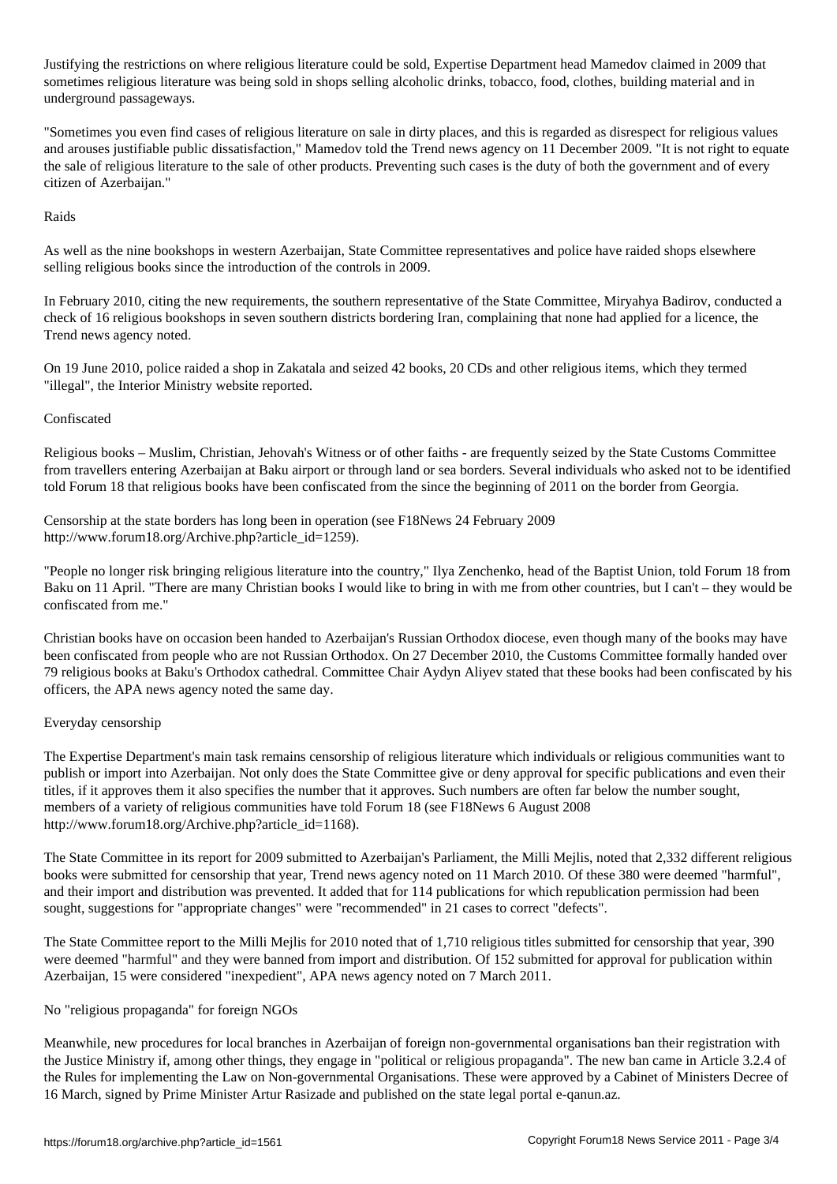Justifying the restrictions on where religious literature could be sold, Expertise Department head Mamedov claimed in 2009 that sometimes religious literature was being sold in shops selling alcoholic drinks, tobacco, food, clothes, building material and in underground passageways.

"Sometimes you even find cases of religious literature on sale in dirty places, and this is regarded as disrespect for religious values and arouses justifiable public dissatisfaction," Mamedov told the Trend news agency on 11 December 2009. "It is not right to equate the sale of religious literature to the sale of other products. Preventing such cases is the duty of both the government and of every citizen of Azerbaijan."

## Raids

As well as the nine bookshops in western Azerbaijan, State Committee representatives and police have raided shops elsewhere selling religious books since the introduction of the controls in 2009.

In February 2010, citing the new requirements, the southern representative of the State Committee, Miryahya Badirov, conducted a check of 16 religious bookshops in seven southern districts bordering Iran, complaining that none had applied for a licence, the Trend news agency noted.

On 19 June 2010, police raided a shop in Zakatala and seized 42 books, 20 CDs and other religious items, which they termed "illegal", the Interior Ministry website reported.

## Confiscated

Religious books – Muslim, Christian, Jehovah's Witness or of other faiths - are frequently seized by the State Customs Committee from travellers entering Azerbaijan at Baku airport or through land or sea borders. Several individuals who asked not to be identified told Forum 18 that religious books have been confiscated from the since the beginning of 2011 on the border from Georgia.

Censorship at the state borders has long been in operation (see F18News 24 February 2009 http://www.forum18.org/Archive.php?article_id=1259).

"People no longer risk bringing religious literature into the country," Ilya Zenchenko, head of the Baptist Union, told Forum 18 from Baku on 11 April. "There are many Christian books I would like to bring in with me from other countries, but I can't – they would be confiscated from me."

Christian books have on occasion been handed to Azerbaijan's Russian Orthodox diocese, even though many of the books may have been confiscated from people who are not Russian Orthodox. On 27 December 2010, the Customs Committee formally handed over 79 religious books at Baku's Orthodox cathedral. Committee Chair Aydyn Aliyev stated that these books had been confiscated by his officers, the APA news agency noted the same day.

## Everyday censorship

The Expertise Department's main task remains censorship of religious literature which individuals or religious communities want to publish or import into Azerbaijan. Not only does the State Committee give or deny approval for specific publications and even their titles, if it approves them it also specifies the number that it approves. Such numbers are often far below the number sought, members of a variety of religious communities have told Forum 18 (see F18News 6 August 2008 http://www.forum18.org/Archive.php?article_id=1168).

The State Committee in its report for 2009 submitted to Azerbaijan's Parliament, the Milli Mejlis, noted that 2,332 different religious books were submitted for censorship that year, Trend news agency noted on 11 March 2010. Of these 380 were deemed "harmful", and their import and distribution was prevented. It added that for 114 publications for which republication permission had been sought, suggestions for "appropriate changes" were "recommended" in 21 cases to correct "defects".

The State Committee report to the Milli Mejlis for 2010 noted that of 1,710 religious titles submitted for censorship that year, 390 were deemed "harmful" and they were banned from import and distribution. Of 152 submitted for approval for publication within Azerbaijan, 15 were considered "inexpedient", APA news agency noted on 7 March 2011.

## No "religious propaganda" for foreign NGOs

Meanwhile, new procedures for local branches in Azerbaijan of foreign non-governmental organisations ban their registration with the Justice Ministry if, among other things, they engage in "political or religious propaganda". The new ban came in Article 3.2.4 of the Rules for implementing the Law on Non-governmental Organisations. These were approved by a Cabinet of Ministers Decree of 16 March, signed by Prime Minister Artur Rasizade and published on the state legal portal e-qanun.az.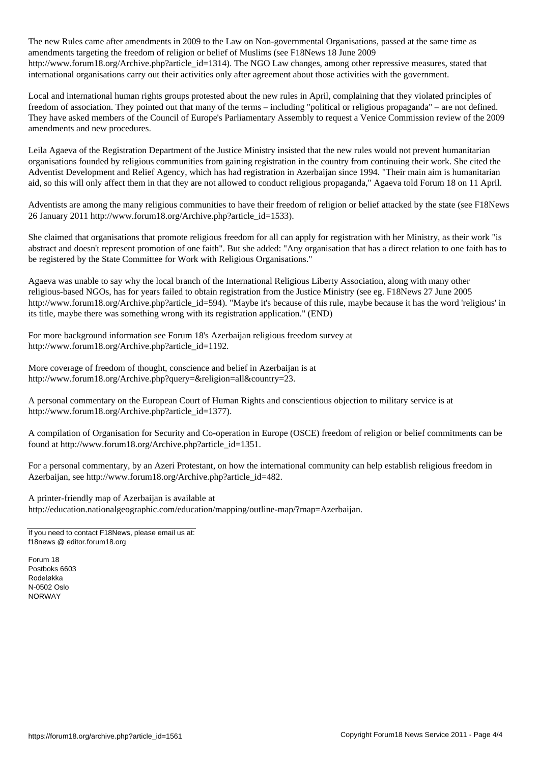The new Rules came after amendments in 2009 to the Law on Non-governmental Organisations, passed at the same time as amendments targeting the freedom of religion or belief of Muslims (see F18News 18 June 2009 http://www.forum18.org/Archive.php?article_id=1314). The NGO Law changes, among other repressive measures, stated that international organisations carry out their activities only after agreement about those activities with the government.

Local and international human rights groups protested about the new rules in April, complaining that they violated principles of freedom of association. They pointed out that many of the terms – including "political or religious propaganda" – are not defined. They have asked members of the Council of Europe's Parliamentary Assembly to request a Venice Commission review of the 2009 amendments and new procedures.

Leila Agaeva of the Registration Department of the Justice Ministry insisted that the new rules would not prevent humanitarian organisations founded by religious communities from gaining registration in the country from continuing their work. She cited the Adventist Development and Relief Agency, which has had registration in Azerbaijan since 1994. "Their main aim is humanitarian aid, so this will only affect them in that they are not allowed to conduct religious propaganda," Agaeva told Forum 18 on 11 April.

Adventists are among the many religious communities to have their freedom of religion or belief attacked by the state (see F18News 26 January 2011 http://www.forum18.org/Archive.php?article_id=1533).

She claimed that organisations that promote religious freedom for all can apply for registration with her Ministry, as their work "is abstract and doesn't represent promotion of one faith". But she added: "Any organisation that has a direct relation to one faith has to be registered by the State Committee for Work with Religious Organisations."

Agaeva was unable to say why the local branch of the International Religious Liberty Association, along with many other religious-based NGOs, has for years failed to obtain registration from the Justice Ministry (see eg. F18News 27 June 2005 http://www.forum18.org/Archive.php?article_id=594). "Maybe it's because of this rule, maybe because it has the word 'religious' in its title, maybe there was something wrong with its registration application." (END)

For more background information see Forum 18's Azerbaijan religious freedom survey at http://www.forum18.org/Archive.php?article_id=1192.

More coverage of freedom of thought, conscience and belief in Azerbaijan is at http://www.forum18.org/Archive.php?query=&religion=all&country=23.

A personal commentary on the European Court of Human Rights and conscientious objection to military service is at http://www.forum18.org/Archive.php?article_id=1377).

A compilation of Organisation for Security and Co-operation in Europe (OSCE) freedom of religion or belief commitments can be found at http://www.forum18.org/Archive.php?article_id=1351.

For a personal commentary, by an Azeri Protestant, on how the international community can help establish religious freedom in Azerbaijan, see http://www.forum18.org/Archive.php?article_id=482.

A printer-friendly map of Azerbaijan is available at http://education.nationalgeographic.com/education/mapping/outline-map/?map=Azerbaijan.

---

If you need to contact F18News, please email us at:
f18news @ editor.forum18.org

Forum 18
Postboks 6603
Rodeløkka
N-0502 Oslo
NORWAY